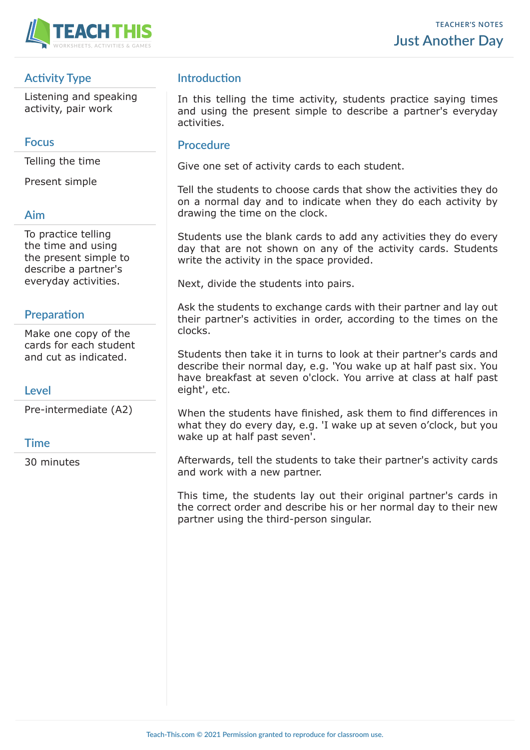TEACHER'S NOTES

# Just Another Day

## Activity Type

Listening and speaking activity, pair work

## Focus

Telling the time

Present simple

## Aim

To practice telling the time and using the present simple to describe a partner's everyday activities.

## Preparation

Make one copy of the cards for each student and cut as indicated.

## Level

Pre-intermediate (A2)

## Time

30 minutes

## Introduction

In this telling the time activity, students practice saying times and using the present simple to describe a partner's everyday activities.

## Procedure

Give one set of activity cards to each student.

Tell the students to choose cards that show the activities they do on a normal day and to indicate when they do each activity by drawing the time on the clock.

Students use the blank cards to add any activities they do every day that are not shown on any of the activity cards. Students write the activity in the space provided.

Next, divide the students into pairs.

Ask the students to exchange cards with their partner and lay out their partner's activities in order, according to the times on the clocks.

Students then take it in turns to look at their partner's cards and describe their normal day, e.g. 'You wake up at half past six. You have breakfast at seven o'clock. You arrive at class at half past eight', etc.

When the students have finished, ask them to find differences in what they do every day, e.g. 'I wake up at seven o'clock, but you wake up at half past seven'.

Afterwards, tell the students to take their partner's activity cards and work with a new partner.

This time, the students lay out their original partner's cards in the correct order and describe his or her normal day to their new partner using the third-person singular.

Teach-This.com © 2021 Permission granted to reproduce for classroom use.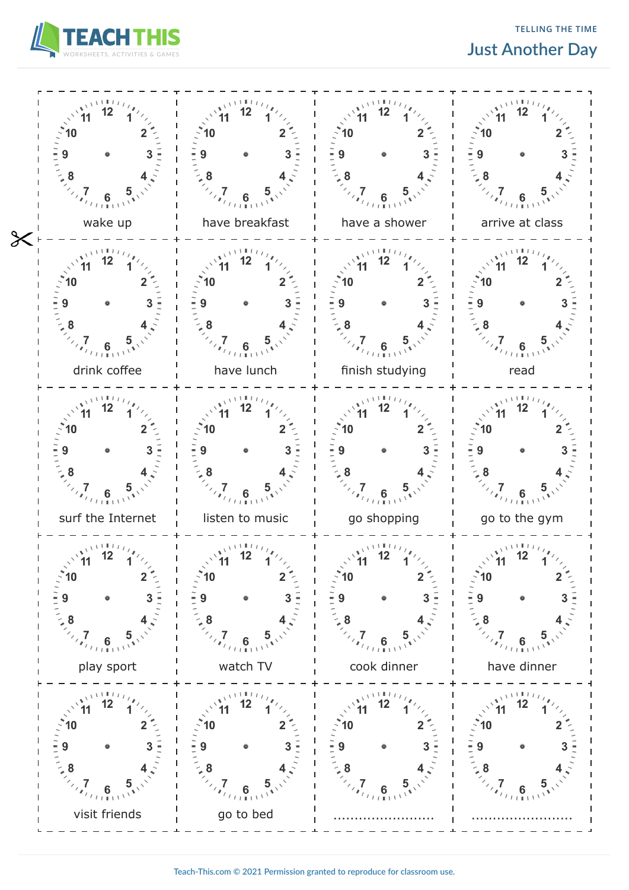TELLING THE TIME

# Just Another Day

| | | | |
|---|---|---|---|
| wake up | have breakfast | have a shower | arrive at class |
| drink coffee | have lunch | finish studying | read |
| surf the Internet | listen to music | go shopping | go to the gym |
| play sport | watch TV | cook dinner | have dinner |
| visit friends | go to bed | ........................ | ........................ |

Teach-This.com © 2021 Permission granted to reproduce for classroom use.